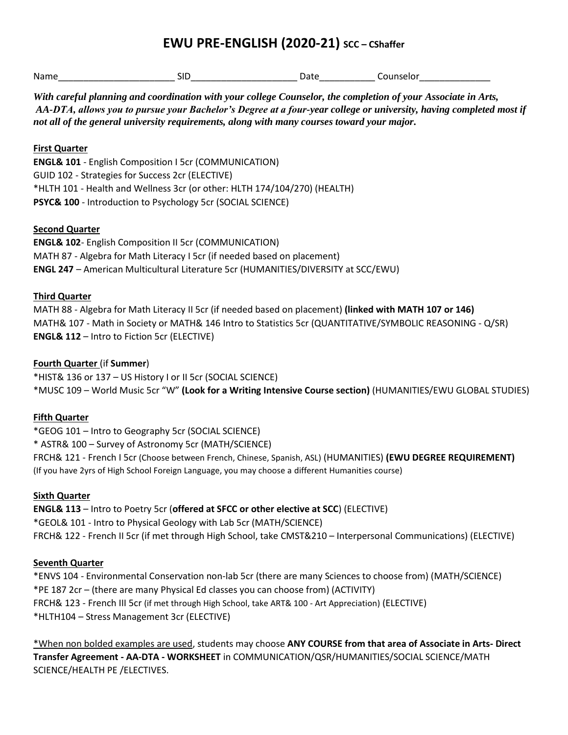# EWU PRE-ENGLISH (2020-21) SCC – CShaffer

Name______________________ SID____________________ Date__________ Counselor_____________

***With careful planning and coordination with your college Counselor, the completion of your Associate in Arts, AA-DTA, allows you to pursue your Bachelor's Degree at a four-year college or university, having completed most if not all of the general university requirements, along with many courses toward your major.***

**First Quarter**

**ENGL& 101** - English Composition I 5cr (COMMUNICATION)
GUID 102 - Strategies for Success 2cr (ELECTIVE)
*HLTH 101 - Health and Wellness 3cr (or other: HLTH 174/104/270) (HEALTH)
**PSYC& 100** - Introduction to Psychology 5cr (SOCIAL SCIENCE)

**Second Quarter**

**ENGL& 102**- English Composition II 5cr (COMMUNICATION)
MATH 87 - Algebra for Math Literacy I 5cr (if needed based on placement)
**ENGL 247** – American Multicultural Literature 5cr (HUMANITIES/DIVERSITY at SCC/EWU)

**Third Quarter**

MATH 88 - Algebra for Math Literacy II 5cr (if needed based on placement) **(linked with MATH 107 or 146)**
MATH& 107 - Math in Society or MATH& 146 Intro to Statistics 5cr (QUANTITATIVE/SYMBOLIC REASONING - Q/SR)
**ENGL& 112** – Intro to Fiction 5cr (ELECTIVE)

**Fourth Quarter** (if **Summer**)

*HIST& 136 or 137 – US History I or II 5cr (SOCIAL SCIENCE)
*MUSC 109 – World Music 5cr "W" **(Look for a Writing Intensive Course section)** (HUMANITIES/EWU GLOBAL STUDIES)

**Fifth Quarter**

*GEOG 101 – Intro to Geography 5cr (SOCIAL SCIENCE)
* ASTR& 100 – Survey of Astronomy 5cr (MATH/SCIENCE)
FRCH& 121 - French I 5cr (Choose between French, Chinese, Spanish, ASL) (HUMANITIES) **(EWU DEGREE REQUIREMENT)**
(If you have 2yrs of High School Foreign Language, you may choose a different Humanities course)

**Sixth Quarter**

**ENGL& 113** – Intro to Poetry 5cr (**offered at SFCC or other elective at SCC**) (ELECTIVE)
*GEOL& 101 - Intro to Physical Geology with Lab 5cr (MATH/SCIENCE)
FRCH& 122 - French II 5cr (if met through High School, take CMST&210 – Interpersonal Communications) (ELECTIVE)

**Seventh Quarter**

*ENVS 104 - Environmental Conservation non-lab 5cr (there are many Sciences to choose from) (MATH/SCIENCE)
*PE 187 2cr – (there are many Physical Ed classes you can choose from) (ACTIVITY)
FRCH& 123 - French III 5cr (if met through High School, take ART& 100 - Art Appreciation) (ELECTIVE)
*HLTH104 – Stress Management 3cr (ELECTIVE)

*When non bolded examples are used, students may choose **ANY COURSE from that area of Associate in Arts- Direct Transfer Agreement - AA-DTA - WORKSHEET** in COMMUNICATION/QSR/HUMANITIES/SOCIAL SCIENCE/MATH SCIENCE/HEALTH PE /ELECTIVES.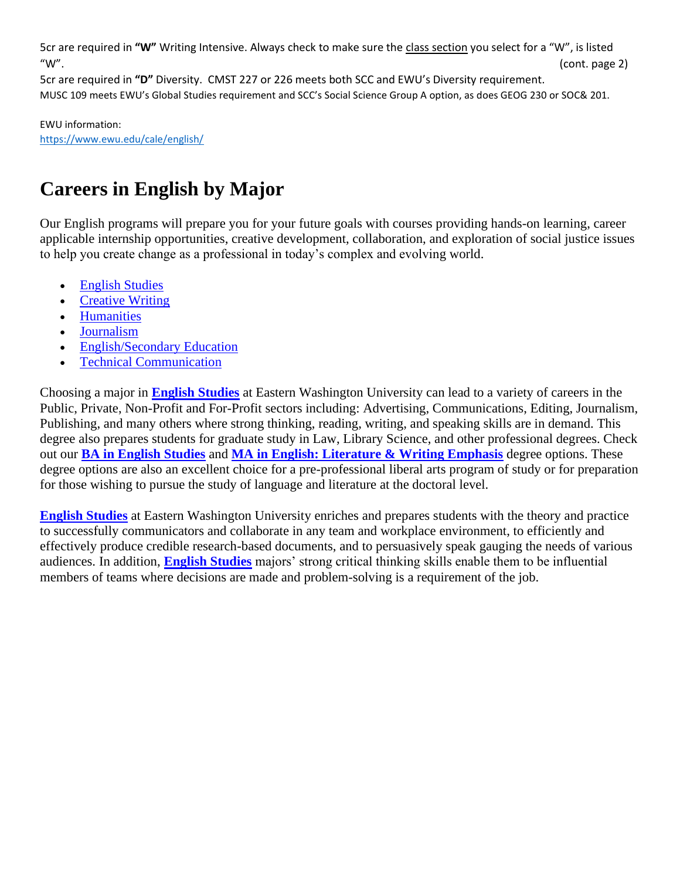5cr are required in **"W"** Writing Intensive. Always check to make sure the class section you select for a "W", is listed "W". (cont. page 2)

5cr are required in **"D"** Diversity. CMST 227 or 226 meets both SCC and EWU's Diversity requirement.

MUSC 109 meets EWU's Global Studies requirement and SCC's Social Science Group A option, as does GEOG 230 or SOC& 201.

EWU information:
https://www.ewu.edu/cale/english/

# Careers in English by Major

Our English programs will prepare you for your future goals with courses providing hands-on learning, career applicable internship opportunities, creative development, collaboration, and exploration of social justice issues to help you create change as a professional in today's complex and evolving world.

- English Studies
- Creative Writing
- Humanities
- Journalism
- English/Secondary Education
- Technical Communication

Choosing a major in **English Studies** at Eastern Washington University can lead to a variety of careers in the Public, Private, Non-Profit and For-Profit sectors including: Advertising, Communications, Editing, Journalism, Publishing, and many others where strong thinking, reading, writing, and speaking skills are in demand. This degree also prepares students for graduate study in Law, Library Science, and other professional degrees. Check out our **BA in English Studies** and **MA in English: Literature & Writing Emphasis** degree options. These degree options are also an excellent choice for a pre-professional liberal arts program of study or for preparation for those wishing to pursue the study of language and literature at the doctoral level.

**English Studies** at Eastern Washington University enriches and prepares students with the theory and practice to successfully communicators and collaborate in any team and workplace environment, to efficiently and effectively produce credible research-based documents, and to persuasively speak gauging the needs of various audiences. In addition, **English Studies** majors' strong critical thinking skills enable them to be influential members of teams where decisions are made and problem-solving is a requirement of the job.